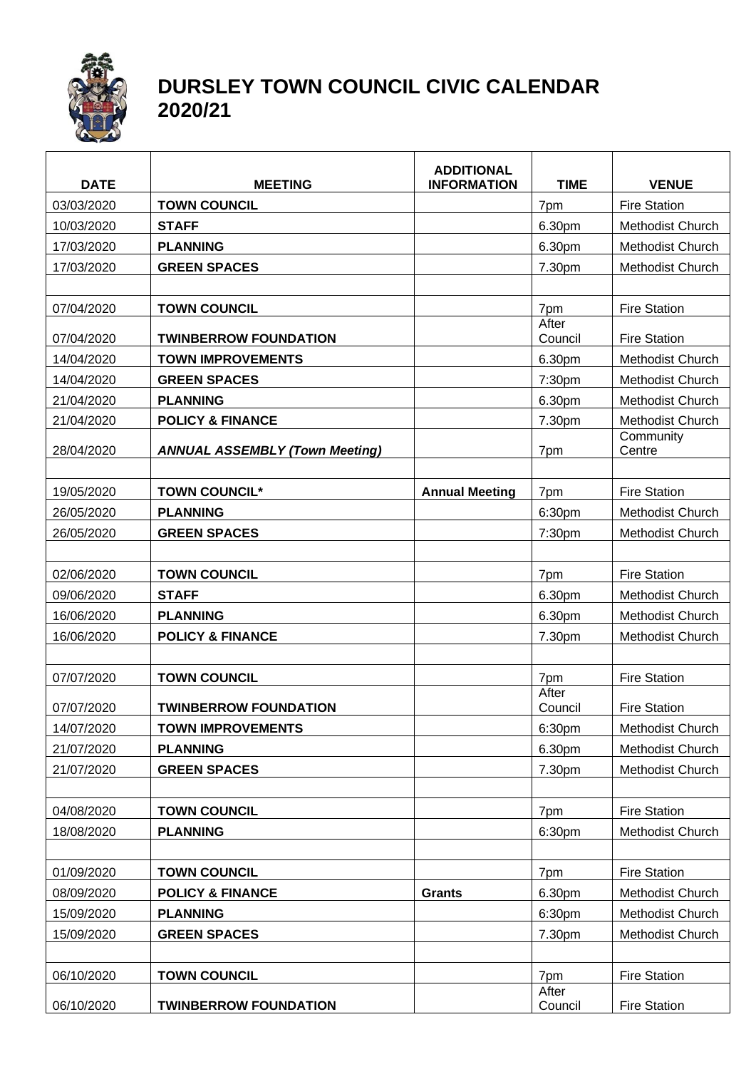# DURSLEY TOWN COUNCIL CIVIC CALENDAR 2020/21

| DATE | MEETING | ADDITIONAL INFORMATION | TIME | VENUE |
|---|---|---|---|---|
| 03/03/2020 | **TOWN COUNCIL** | | 7pm | Fire Station |
| 10/03/2020 | **STAFF** | | 6.30pm | Methodist Church |
| 17/03/2020 | **PLANNING** | | 6.30pm | Methodist Church |
| 17/03/2020 | **GREEN SPACES** | | 7.30pm | Methodist Church |
| | | | | |
| 07/04/2020 | **TOWN COUNCIL** | | 7pm | Fire Station |
| 07/04/2020 | **TWINBERROW FOUNDATION** | | After Council | Fire Station |
| 14/04/2020 | **TOWN IMPROVEMENTS** | | 6.30pm | Methodist Church |
| 14/04/2020 | **GREEN SPACES** | | 7:30pm | Methodist Church |
| 21/04/2020 | **PLANNING** | | 6.30pm | Methodist Church |
| 21/04/2020 | **POLICY & FINANCE** | | 7.30pm | Methodist Church |
| 28/04/2020 | ***ANNUAL ASSEMBLY (Town Meeting)*** | | 7pm | Community Centre |
| | | | | |
| 19/05/2020 | **TOWN COUNCIL*** | **Annual Meeting** | 7pm | Fire Station |
| 26/05/2020 | **PLANNING** | | 6:30pm | Methodist Church |
| 26/05/2020 | **GREEN SPACES** | | 7:30pm | Methodist Church |
| | | | | |
| 02/06/2020 | **TOWN COUNCIL** | | 7pm | Fire Station |
| 09/06/2020 | **STAFF** | | 6.30pm | Methodist Church |
| 16/06/2020 | **PLANNING** | | 6.30pm | Methodist Church |
| 16/06/2020 | **POLICY & FINANCE** | | 7.30pm | Methodist Church |
| | | | | |
| 07/07/2020 | **TOWN COUNCIL** | | 7pm | Fire Station |
| 07/07/2020 | **TWINBERROW FOUNDATION** | | After Council | Fire Station |
| 14/07/2020 | **TOWN IMPROVEMENTS** | | 6:30pm | Methodist Church |
| 21/07/2020 | **PLANNING** | | 6.30pm | Methodist Church |
| 21/07/2020 | **GREEN SPACES** | | 7.30pm | Methodist Church |
| | | | | |
| 04/08/2020 | **TOWN COUNCIL** | | 7pm | Fire Station |
| 18/08/2020 | **PLANNING** | | 6:30pm | Methodist Church |
| | | | | |
| 01/09/2020 | **TOWN COUNCIL** | | 7pm | Fire Station |
| 08/09/2020 | **POLICY & FINANCE** | **Grants** | 6.30pm | Methodist Church |
| 15/09/2020 | **PLANNING** | | 6:30pm | Methodist Church |
| 15/09/2020 | **GREEN SPACES** | | 7.30pm | Methodist Church |
| | | | | |
| 06/10/2020 | **TOWN COUNCIL** | | 7pm | Fire Station |
| 06/10/2020 | **TWINBERROW FOUNDATION** | | After Council | Fire Station |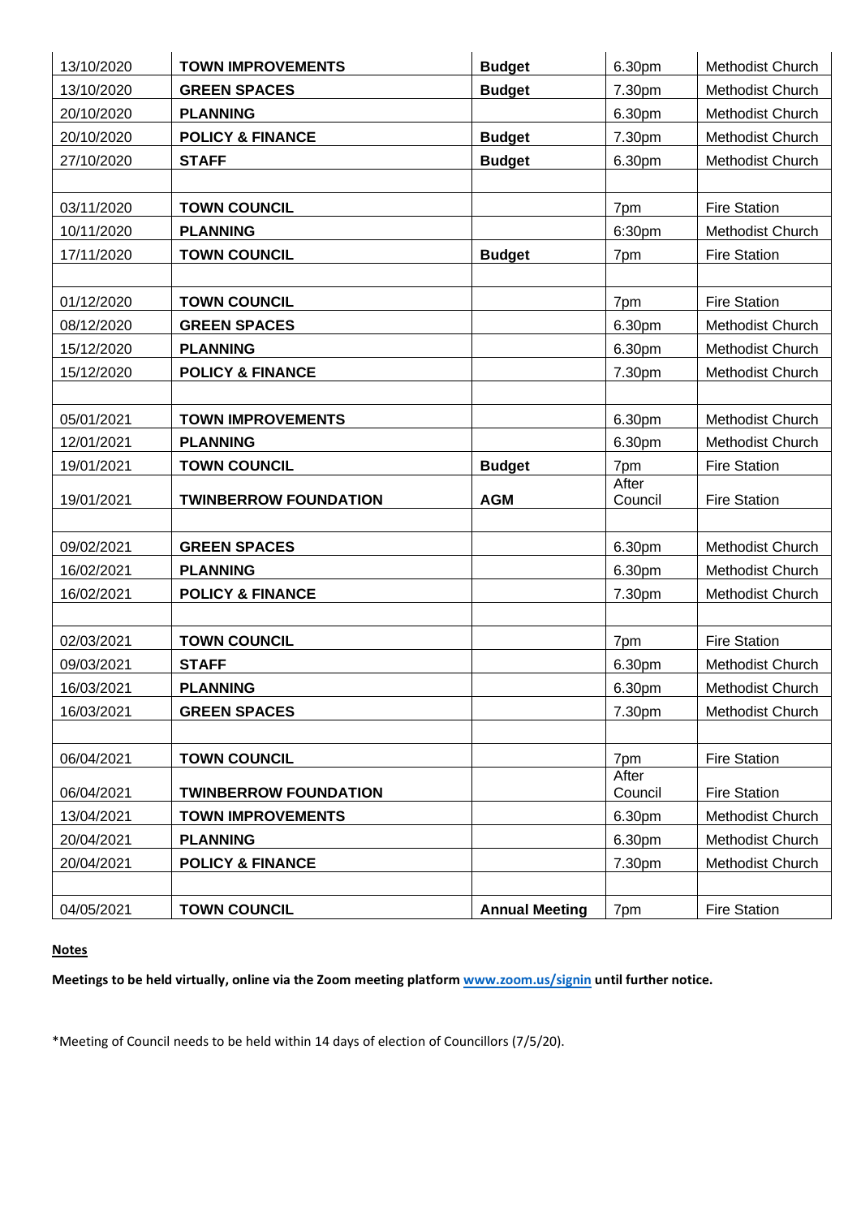| | | | | |
|---|---|---|---|---|
| 13/10/2020 | **TOWN IMPROVEMENTS** | **Budget** | 6.30pm | Methodist Church |
| 13/10/2020 | **GREEN SPACES** | **Budget** | 7.30pm | Methodist Church |
| 20/10/2020 | **PLANNING** | | 6.30pm | Methodist Church |
| 20/10/2020 | **POLICY & FINANCE** | **Budget** | 7.30pm | Methodist Church |
| 27/10/2020 | **STAFF** | **Budget** | 6.30pm | Methodist Church |
| | | | | |
| 03/11/2020 | **TOWN COUNCIL** | | 7pm | Fire Station |
| 10/11/2020 | **PLANNING** | | 6:30pm | Methodist Church |
| 17/11/2020 | **TOWN COUNCIL** | **Budget** | 7pm | Fire Station |
| | | | | |
| 01/12/2020 | **TOWN COUNCIL** | | 7pm | Fire Station |
| 08/12/2020 | **GREEN SPACES** | | 6.30pm | Methodist Church |
| 15/12/2020 | **PLANNING** | | 6.30pm | Methodist Church |
| 15/12/2020 | **POLICY & FINANCE** | | 7.30pm | Methodist Church |
| | | | | |
| 05/01/2021 | **TOWN IMPROVEMENTS** | | 6.30pm | Methodist Church |
| 12/01/2021 | **PLANNING** | | 6.30pm | Methodist Church |
| 19/01/2021 | **TOWN COUNCIL** | **Budget** | 7pm | Fire Station |
| 19/01/2021 | **TWINBERROW FOUNDATION** | **AGM** | After Council | Fire Station |
| | | | | |
| 09/02/2021 | **GREEN SPACES** | | 6.30pm | Methodist Church |
| 16/02/2021 | **PLANNING** | | 6.30pm | Methodist Church |
| 16/02/2021 | **POLICY & FINANCE** | | 7.30pm | Methodist Church |
| | | | | |
| 02/03/2021 | **TOWN COUNCIL** | | 7pm | Fire Station |
| 09/03/2021 | **STAFF** | | 6.30pm | Methodist Church |
| 16/03/2021 | **PLANNING** | | 6.30pm | Methodist Church |
| 16/03/2021 | **GREEN SPACES** | | 7.30pm | Methodist Church |
| | | | | |
| 06/04/2021 | **TOWN COUNCIL** | | 7pm | Fire Station |
| 06/04/2021 | **TWINBERROW FOUNDATION** | | After Council | Fire Station |
| 13/04/2021 | **TOWN IMPROVEMENTS** | | 6.30pm | Methodist Church |
| 20/04/2021 | **PLANNING** | | 6.30pm | Methodist Church |
| 20/04/2021 | **POLICY & FINANCE** | | 7.30pm | Methodist Church |
| | | | | |
| 04/05/2021 | **TOWN COUNCIL** | **Annual Meeting** | 7pm | Fire Station |

**Notes**

**Meetings to be held virtually, online via the Zoom meeting platform [www.zoom.us/signin](www.zoom.us/signin) until further notice.**

*Meeting of Council needs to be held within 14 days of election of Councillors (7/5/20).